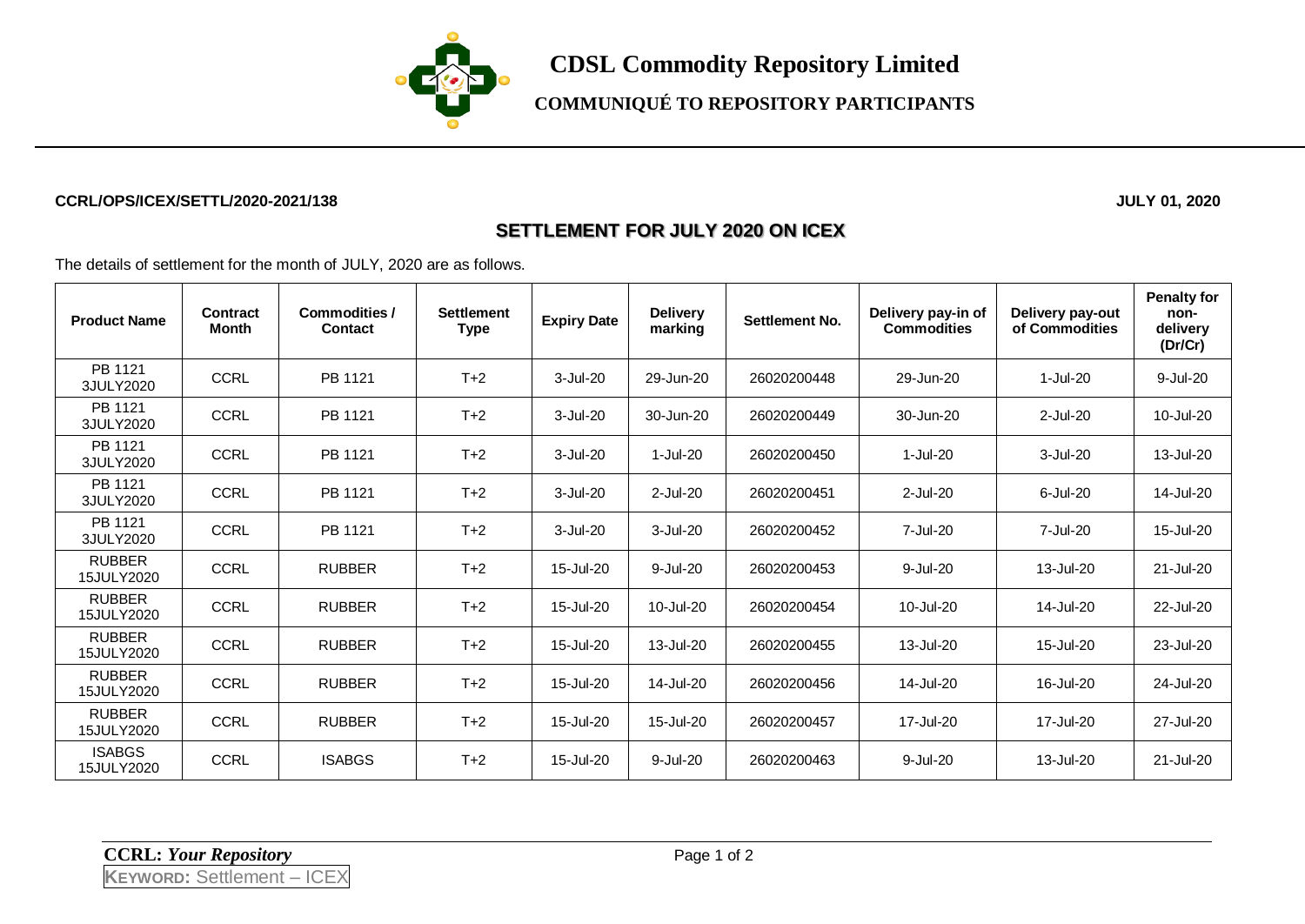# CDSL Commodity Repository Limited

## COMMUNIQUÉ TO REPOSITORY PARTICIPANTS

**CCRL/OPS/ICEX/SETTL/2020-2021/138** **JULY 01, 2020**

## SETTLEMENT FOR JULY 2020 ON ICEX

The details of settlement for the month of JULY, 2020 are as follows.

| Product Name | Contract Month | Commodities / Contact | Settlement Type | Expiry Date | Delivery marking | Settlement No. | Delivery pay-in of Commodities | Delivery pay-out of Commodities | Penalty for non-delivery (Dr/Cr) |
|---|---|---|---|---|---|---|---|---|---|
| PB 1121 3JULY2020 | CCRL | PB 1121 | T+2 | 3-Jul-20 | 29-Jun-20 | 26020200448 | 29-Jun-20 | 1-Jul-20 | 9-Jul-20 |
| PB 1121 3JULY2020 | CCRL | PB 1121 | T+2 | 3-Jul-20 | 30-Jun-20 | 26020200449 | 30-Jun-20 | 2-Jul-20 | 10-Jul-20 |
| PB 1121 3JULY2020 | CCRL | PB 1121 | T+2 | 3-Jul-20 | 1-Jul-20 | 26020200450 | 1-Jul-20 | 3-Jul-20 | 13-Jul-20 |
| PB 1121 3JULY2020 | CCRL | PB 1121 | T+2 | 3-Jul-20 | 2-Jul-20 | 26020200451 | 2-Jul-20 | 6-Jul-20 | 14-Jul-20 |
| PB 1121 3JULY2020 | CCRL | PB 1121 | T+2 | 3-Jul-20 | 3-Jul-20 | 26020200452 | 7-Jul-20 | 7-Jul-20 | 15-Jul-20 |
| RUBBER 15JULY2020 | CCRL | RUBBER | T+2 | 15-Jul-20 | 9-Jul-20 | 26020200453 | 9-Jul-20 | 13-Jul-20 | 21-Jul-20 |
| RUBBER 15JULY2020 | CCRL | RUBBER | T+2 | 15-Jul-20 | 10-Jul-20 | 26020200454 | 10-Jul-20 | 14-Jul-20 | 22-Jul-20 |
| RUBBER 15JULY2020 | CCRL | RUBBER | T+2 | 15-Jul-20 | 13-Jul-20 | 26020200455 | 13-Jul-20 | 15-Jul-20 | 23-Jul-20 |
| RUBBER 15JULY2020 | CCRL | RUBBER | T+2 | 15-Jul-20 | 14-Jul-20 | 26020200456 | 14-Jul-20 | 16-Jul-20 | 24-Jul-20 |
| RUBBER 15JULY2020 | CCRL | RUBBER | T+2 | 15-Jul-20 | 15-Jul-20 | 26020200457 | 17-Jul-20 | 17-Jul-20 | 27-Jul-20 |
| ISABGS 15JULY2020 | CCRL | ISABGS | T+2 | 15-Jul-20 | 9-Jul-20 | 26020200463 | 9-Jul-20 | 13-Jul-20 | 21-Jul-20 |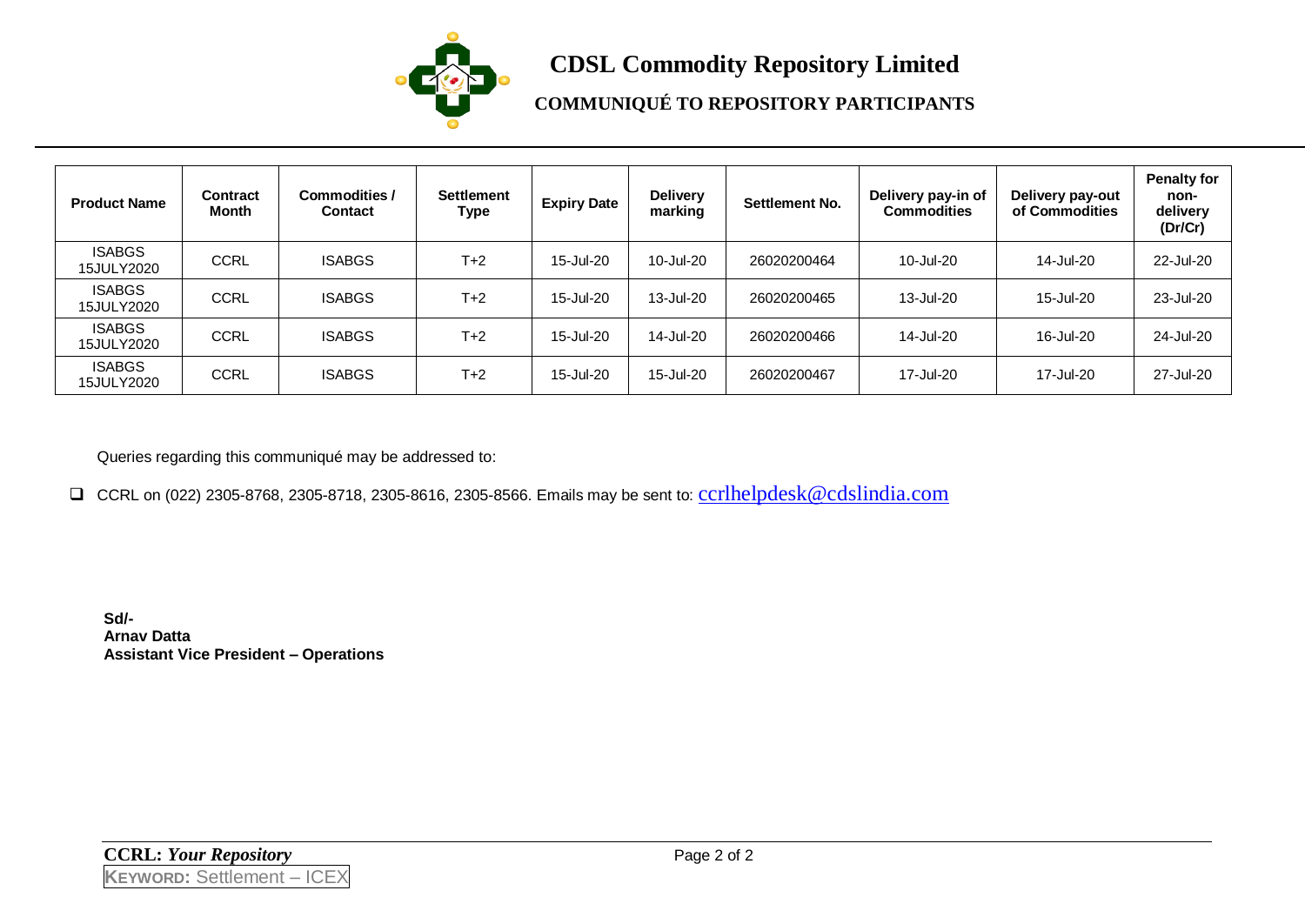# CDSL Commodity Repository Limited

## COMMUNIQUÉ TO REPOSITORY PARTICIPANTS

| Product Name | Contract Month | Commodities / Contact | Settlement Type | Expiry Date | Delivery marking | Settlement No. | Delivery pay-in of Commodities | Delivery pay-out of Commodities | Penalty for non-delivery (Dr/Cr) |
|---|---|---|---|---|---|---|---|---|---|
| ISABGS 15JULY2020 | CCRL | ISABGS | T+2 | 15-Jul-20 | 10-Jul-20 | 26020200464 | 10-Jul-20 | 14-Jul-20 | 22-Jul-20 |
| ISABGS 15JULY2020 | CCRL | ISABGS | T+2 | 15-Jul-20 | 13-Jul-20 | 26020200465 | 13-Jul-20 | 15-Jul-20 | 23-Jul-20 |
| ISABGS 15JULY2020 | CCRL | ISABGS | T+2 | 15-Jul-20 | 14-Jul-20 | 26020200466 | 14-Jul-20 | 16-Jul-20 | 24-Jul-20 |
| ISABGS 15JULY2020 | CCRL | ISABGS | T+2 | 15-Jul-20 | 15-Jul-20 | 26020200467 | 17-Jul-20 | 17-Jul-20 | 27-Jul-20 |

Queries regarding this communiqué may be addressed to:

- CCRL on (022) 2305-8768, 2305-8718, 2305-8616, 2305-8566. Emails may be sent to: ccrlhelpdesk@cdslindia.com

**Sd/-**
**Arnav Datta**
**Assistant Vice President – Operations**

**CCRL:** ***Your Repository***

**KEYWORD:** Settlement – ICEX